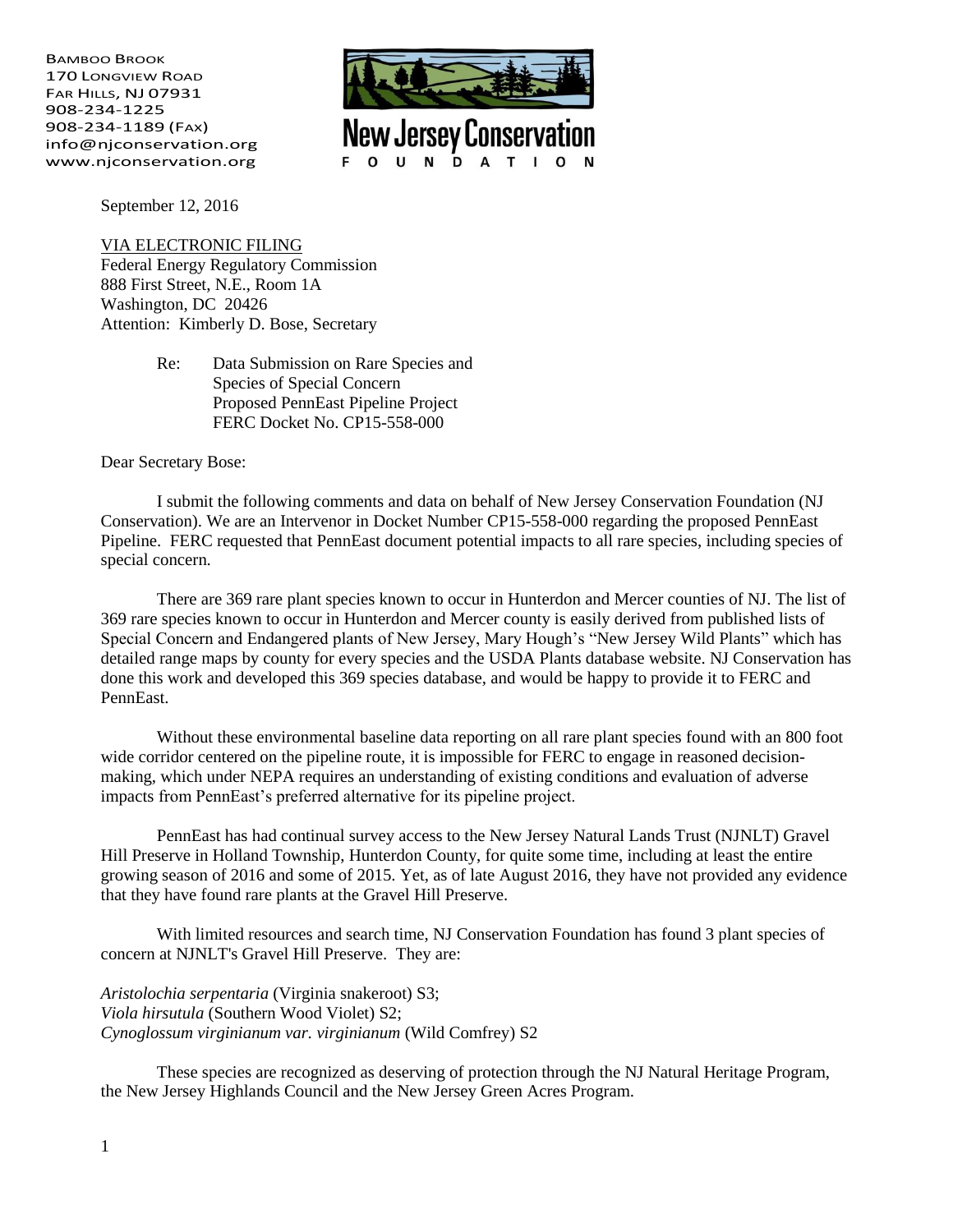BAMBOO BROOK
170 LONGVIEW ROAD
FAR HILLS, NJ 07931
908-234-1225
908-234-1189 (FAX)
info@njconservation.org
www.njconservation.org

New Jersey Conservation
FOUNDATION

September 12, 2016

VIA ELECTRONIC FILING
Federal Energy Regulatory Commission
888 First Street, N.E., Room 1A
Washington, DC 20426
Attention: Kimberly D. Bose, Secretary

Re: Data Submission on Rare Species and Species of Special Concern
Proposed PennEast Pipeline Project
FERC Docket No. CP15-558-000

Dear Secretary Bose:

I submit the following comments and data on behalf of New Jersey Conservation Foundation (NJ Conservation). We are an Intervenor in Docket Number CP15-558-000 regarding the proposed PennEast Pipeline. FERC requested that PennEast document potential impacts to all rare species, including species of special concern.

There are 369 rare plant species known to occur in Hunterdon and Mercer counties of NJ. The list of 369 rare species known to occur in Hunterdon and Mercer county is easily derived from published lists of Special Concern and Endangered plants of New Jersey, Mary Hough's "New Jersey Wild Plants" which has detailed range maps by county for every species and the USDA Plants database website. NJ Conservation has done this work and developed this 369 species database, and would be happy to provide it to FERC and PennEast.

Without these environmental baseline data reporting on all rare plant species found with an 800 foot wide corridor centered on the pipeline route, it is impossible for FERC to engage in reasoned decision-making, which under NEPA requires an understanding of existing conditions and evaluation of adverse impacts from PennEast's preferred alternative for its pipeline project.

PennEast has had continual survey access to the New Jersey Natural Lands Trust (NJNLT) Gravel Hill Preserve in Holland Township, Hunterdon County, for quite some time, including at least the entire growing season of 2016 and some of 2015. Yet, as of late August 2016, they have not provided any evidence that they have found rare plants at the Gravel Hill Preserve.

With limited resources and search time, NJ Conservation Foundation has found 3 plant species of concern at NJNLT's Gravel Hill Preserve. They are:

*Aristolochia serpentaria* (Virginia snakeroot) S3;
*Viola hirsutula* (Southern Wood Violet) S2;
*Cynoglossum virginianum var. virginianum* (Wild Comfrey) S2

These species are recognized as deserving of protection through the NJ Natural Heritage Program, the New Jersey Highlands Council and the New Jersey Green Acres Program.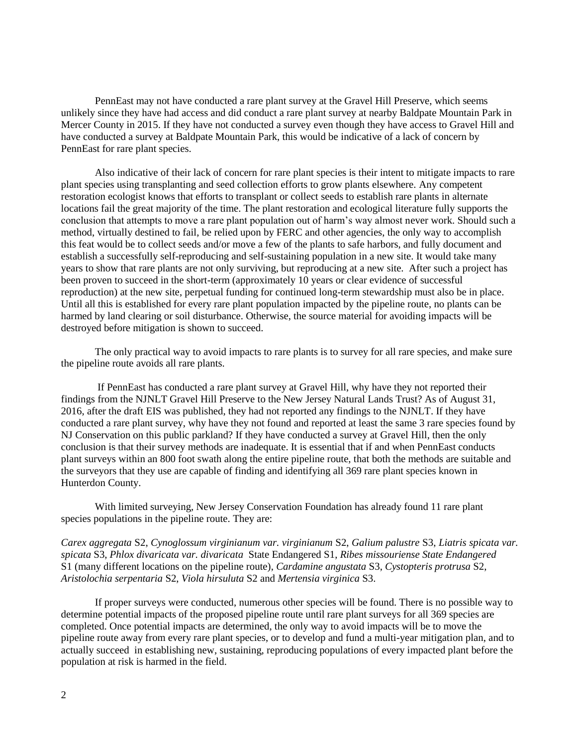PennEast may not have conducted a rare plant survey at the Gravel Hill Preserve, which seems unlikely since they have had access and did conduct a rare plant survey at nearby Baldpate Mountain Park in Mercer County in 2015. If they have not conducted a survey even though they have access to Gravel Hill and have conducted a survey at Baldpate Mountain Park, this would be indicative of a lack of concern by PennEast for rare plant species.

Also indicative of their lack of concern for rare plant species is their intent to mitigate impacts to rare plant species using transplanting and seed collection efforts to grow plants elsewhere. Any competent restoration ecologist knows that efforts to transplant or collect seeds to establish rare plants in alternate locations fail the great majority of the time. The plant restoration and ecological literature fully supports the conclusion that attempts to move a rare plant population out of harm's way almost never work. Should such a method, virtually destined to fail, be relied upon by FERC and other agencies, the only way to accomplish this feat would be to collect seeds and/or move a few of the plants to safe harbors, and fully document and establish a successfully self-reproducing and self-sustaining population in a new site. It would take many years to show that rare plants are not only surviving, but reproducing at a new site. After such a project has been proven to succeed in the short-term (approximately 10 years or clear evidence of successful reproduction) at the new site, perpetual funding for continued long-term stewardship must also be in place. Until all this is established for every rare plant population impacted by the pipeline route, no plants can be harmed by land clearing or soil disturbance. Otherwise, the source material for avoiding impacts will be destroyed before mitigation is shown to succeed.

The only practical way to avoid impacts to rare plants is to survey for all rare species, and make sure the pipeline route avoids all rare plants.

If PennEast has conducted a rare plant survey at Gravel Hill, why have they not reported their findings from the NJNLT Gravel Hill Preserve to the New Jersey Natural Lands Trust? As of August 31, 2016, after the draft EIS was published, they had not reported any findings to the NJNLT. If they have conducted a rare plant survey, why have they not found and reported at least the same 3 rare species found by NJ Conservation on this public parkland? If they have conducted a survey at Gravel Hill, then the only conclusion is that their survey methods are inadequate. It is essential that if and when PennEast conducts plant surveys within an 800 foot swath along the entire pipeline route, that both the methods are suitable and the surveyors that they use are capable of finding and identifying all 369 rare plant species known in Hunterdon County.

With limited surveying, New Jersey Conservation Foundation has already found 11 rare plant species populations in the pipeline route. They are:

*Carex aggregata* S2, *Cynoglossum virginianum var. virginianum* S2, *Galium palustre* S3, *Liatris spicata var. spicata* S3, *Phlox divaricata var. divaricata* State Endangered S1, *Ribes missouriense State Endangered* S1 (many different locations on the pipeline route), *Cardamine angustata* S3, *Cystopteris protrusa* S2, *Aristolochia serpentaria* S2, *Viola hirsuluta* S2 and *Mertensia virginica* S3.

If proper surveys were conducted, numerous other species will be found. There is no possible way to determine potential impacts of the proposed pipeline route until rare plant surveys for all 369 species are completed. Once potential impacts are determined, the only way to avoid impacts will be to move the pipeline route away from every rare plant species, or to develop and fund a multi-year mitigation plan, and to actually succeed in establishing new, sustaining, reproducing populations of every impacted plant before the population at risk is harmed in the field.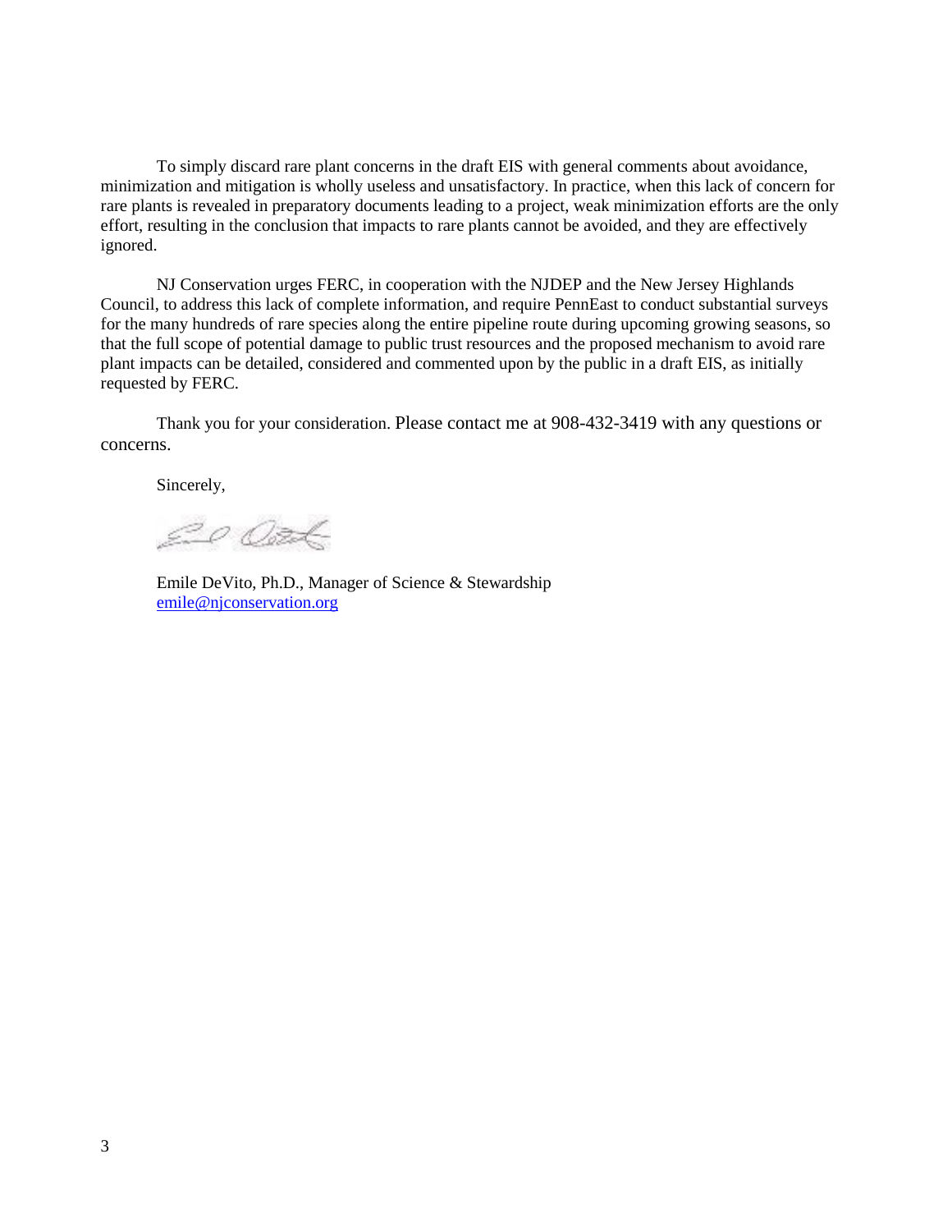To simply discard rare plant concerns in the draft EIS with general comments about avoidance, minimization and mitigation is wholly useless and unsatisfactory. In practice, when this lack of concern for rare plants is revealed in preparatory documents leading to a project, weak minimization efforts are the only effort, resulting in the conclusion that impacts to rare plants cannot be avoided, and they are effectively ignored.

NJ Conservation urges FERC, in cooperation with the NJDEP and the New Jersey Highlands Council, to address this lack of complete information, and require PennEast to conduct substantial surveys for the many hundreds of rare species along the entire pipeline route during upcoming growing seasons, so that the full scope of potential damage to public trust resources and the proposed mechanism to avoid rare plant impacts can be detailed, considered and commented upon by the public in a draft EIS, as initially requested by FERC.

Thank you for your consideration. Please contact me at 908-432-3419 with any questions or concerns.

Sincerely,

Emile DeVito, Ph.D., Manager of Science & Stewardship
emile@njconservation.org